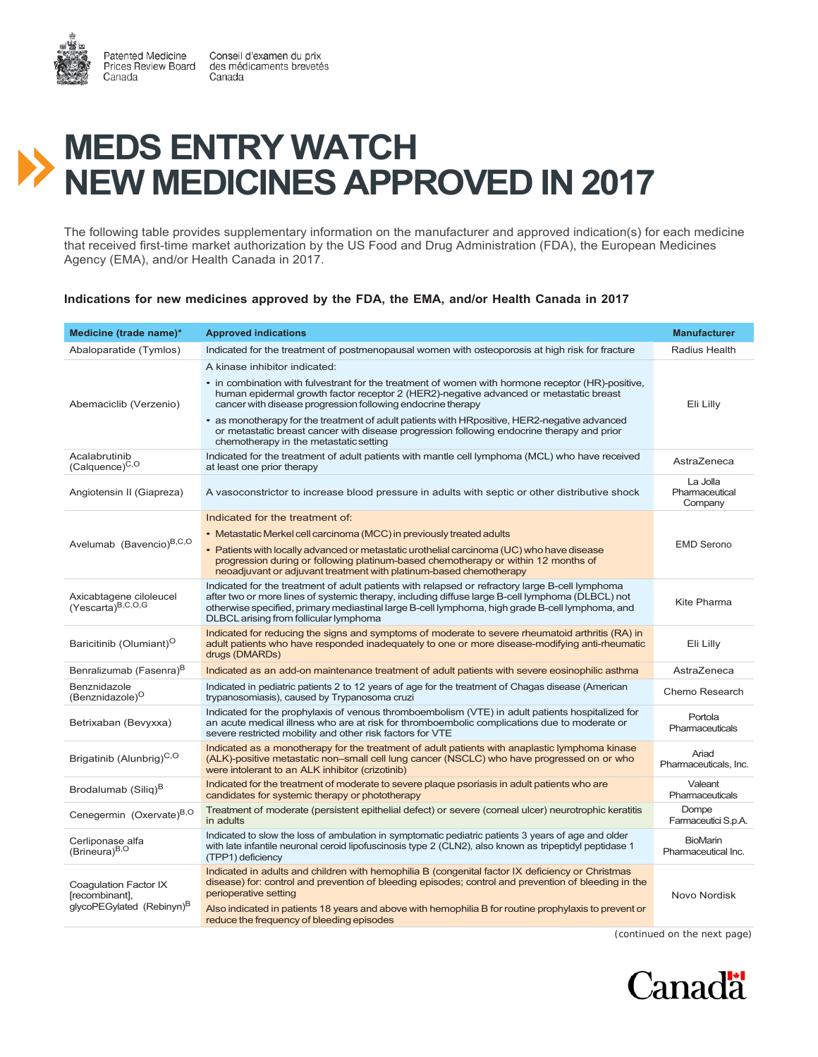Patented Medicine Prices Review Board Canada

Conseil d'examen du prix des médicaments brevetés Canada

# MEDS ENTRY WATCH NEW MEDICINES APPROVED IN 2017

The following table provides supplementary information on the manufacturer and approved indication(s) for each medicine that received first-time market authorization by the US Food and Drug Administration (FDA), the European Medicines Agency (EMA), and/or Health Canada in 2017.

**Indications for new medicines approved by the FDA, the EMA, and/or Health Canada in 2017**

| Medicine (trade name)* | Approved indications | Manufacturer |
|---|---|---|
| Abaloparatide (Tymlos) | Indicated for the treatment of postmenopausal women with osteoporosis at high risk for fracture | Radius Health |
| Abemaciclib (Verzenio) | A kinase inhibitor indicated: <br>• in combination with fulvestrant for the treatment of women with hormone receptor (HR)-positive, human epidermal growth factor receptor 2 (HER2)-negative advanced or metastatic breast cancer with disease progression following endocrine therapy <br>• as monotherapy for the treatment of adult patients with HRpositive, HER2-negative advanced or metastatic breast cancer with disease progression following endocrine therapy and prior chemotherapy in the metastatic setting | Eli Lilly |
| Acalabrutinib (Calquence)C,O | Indicated for the treatment of adult patients with mantle cell lymphoma (MCL) who have received at least one prior therapy | AstraZeneca |
| Angiotensin II (Giapreza) | A vasoconstrictor to increase blood pressure in adults with septic or other distributive shock | La Jolla Pharmaceutical Company |
| Avelumab (Bavencio)B,C,O | Indicated for the treatment of: <br>• Metastatic Merkel cell carcinoma (MCC) in previously treated adults <br>• Patients with locally advanced or metastatic urothelial carcinoma (UC) who have disease progression during or following platinum-based chemotherapy or within 12 months of neoadjuvant or adjuvant treatment with platinum-based chemotherapy | EMD Serono |
| Axicabtagene ciloleucel (Yescarta)B,C,O,G | Indicated for the treatment of adult patients with relapsed or refractory large B-cell lymphoma after two or more lines of systemic therapy, including diffuse large B-cell lymphoma (DLBCL) not otherwise specified, primary mediastinal large B-cell lymphoma, high grade B-cell lymphoma, and DLBCL arising from follicular lymphoma | Kite Pharma |
| Baricitinib (Olumiant)O | Indicated for reducing the signs and symptoms of moderate to severe rheumatoid arthritis (RA) in adult patients who have responded inadequately to one or more disease-modifying anti-rheumatic drugs (DMARDs) | Eli Lilly |
| Benralizumab (Fasenra)B | Indicated as an add-on maintenance treatment of adult patients with severe eosinophilic asthma | AstraZeneca |
| Benznidazole (Benznidazole)O | Indicated in pediatric patients 2 to 12 years of age for the treatment of Chagas disease (American trypanosomiasis), caused by Trypanosoma cruzi | Chemo Research |
| Betrixaban (Bevyxxa) | Indicated for the prophylaxis of venous thromboembolism (VTE) in adult patients hospitalized for an acute medical illness who are at risk for thromboembolic complications due to moderate or severe restricted mobility and other risk factors for VTE | Portola Pharmaceuticals |
| Brigatinib (Alunbrig)C,O | Indicated as a monotherapy for the treatment of adult patients with anaplastic lymphoma kinase (ALK)-positive metastatic non–small cell lung cancer (NSCLC) who have progressed on or who were intolerant to an ALK inhibitor (crizotinib) | Ariad Pharmaceuticals, Inc. |
| Brodalumab (Siliq)B | Indicated for the treatment of moderate to severe plaque psoriasis in adult patients who are candidates for systemic therapy or phototherapy | Valeant Pharmaceuticals |
| Cenegermin (Oxervate)B,O | Treatment of moderate (persistent epithelial defect) or severe (corneal ulcer) neurotrophic keratitis in adults | Dompe Farmaceutici S.p.A. |
| Cerliponase alfa (Brineura)B,O | Indicated to slow the loss of ambulation in symptomatic pediatric patients 3 years of age and older with late infantile neuronal ceroid lipofuscinosis type 2 (CLN2), also known as tripeptidyl peptidase 1 (TPP1) deficiency | BioMarin Pharmaceutical Inc. |
| Coagulation Factor IX [recombinant], glycoPEGylated (Rebinyn)B | Indicated in adults and children with hemophilia B (congenital factor IX deficiency or Christmas disease) for: control and prevention of bleeding episodes; control and prevention of bleeding in the perioperative setting <br>Also indicated in patients 18 years and above with hemophilia B for routine prophylaxis to prevent or reduce the frequency of bleeding episodes | Novo Nordisk |

(continued on the next page)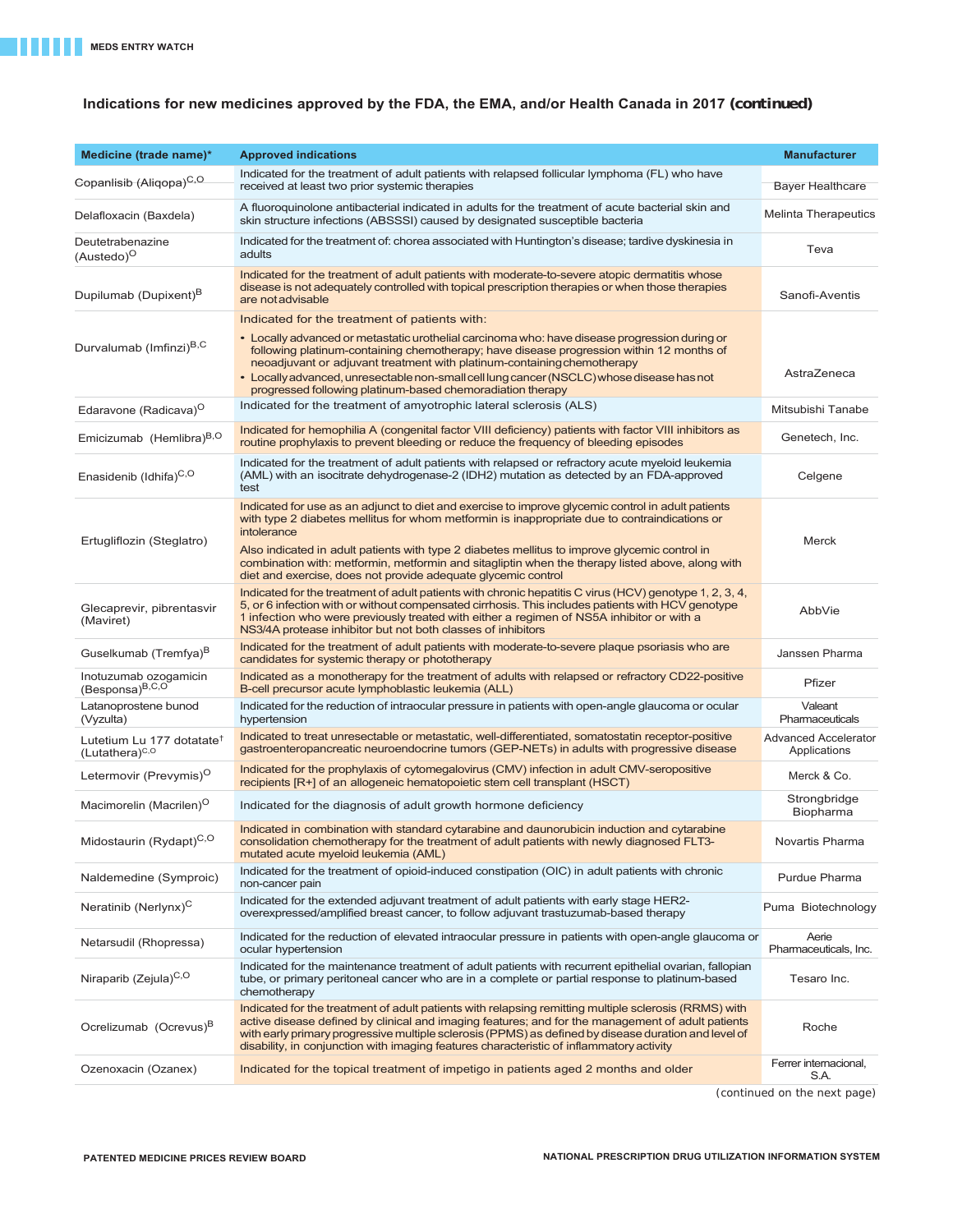## Indications for new medicines approved by the FDA, the EMA, and/or Health Canada in 2017 (continued)

| Medicine (trade name)* | Approved indications | Manufacturer |
|---|---|---|
| Copanlisib (Aliqopa)[C,O] | Indicated for the treatment of adult patients with relapsed follicular lymphoma (FL) who have received at least two prior systemic therapies | Bayer Healthcare |
| Delafloxacin (Baxdela) | A fluoroquinolone antibacterial indicated in adults for the treatment of acute bacterial skin and skin structure infections (ABSSSI) caused by designated susceptible bacteria | Melinta Therapeutics |
| Deutetrabenazine (Austedo)[O] | Indicated for the treatment of: chorea associated with Huntington's disease; tardive dyskinesia in adults | Teva |
| Dupilumab (Dupixent)[B] | Indicated for the treatment of adult patients with moderate-to-severe atopic dermatitis whose disease is not adequately controlled with topical prescription therapies or when those therapies are not advisable | Sanofi-Aventis |
| Durvalumab (Imfinzi)[B,C] | Indicated for the treatment of patients with:<br>• Locally advanced or metastatic urothelial carcinoma who: have disease progression during or following platinum-containing chemotherapy; have disease progression within 12 months of neoadjuvant or adjuvant treatment with platinum-containing chemotherapy<br>• Locally advanced, unresectable non-small cell lung cancer (NSCLC) whose disease has not progressed following platinum-based chemoradiation therapy | AstraZeneca |
| Edaravone (Radicava)[O] | Indicated for the treatment of amyotrophic lateral sclerosis (ALS) | Mitsubishi Tanabe |
| Emicizumab (Hemlibra)[B,O] | Indicated for hemophilia A (congenital factor VIII deficiency) patients with factor VIII inhibitors as routine prophylaxis to prevent bleeding or reduce the frequency of bleeding episodes | Genetech, Inc. |
| Enasidenib (Idhifa)[C,O] | Indicated for the treatment of adult patients with relapsed or refractory acute myeloid leukemia (AML) with an isocitrate dehydrogenase-2 (IDH2) mutation as detected by an FDA-approved test | Celgene |
| Ertugliflozin (Steglatro) | Indicated for use as an adjunct to diet and exercise to improve glycemic control in adult patients with type 2 diabetes mellitus for whom metformin is inappropriate due to contraindications or intolerance<br>Also indicated in adult patients with type 2 diabetes mellitus to improve glycemic control in combination with: metformin, metformin and sitagliptin when the therapy listed above, along with diet and exercise, does not provide adequate glycemic control | Merck |
| Glecaprevir, pibrentasvir (Maviret) | Indicated for the treatment of adult patients with chronic hepatitis C virus (HCV) genotype 1, 2, 3, 4, 5, or 6 infection with or without compensated cirrhosis. This includes patients with HCV genotype 1 infection who were previously treated with either a regimen of NS5A inhibitor or with a NS3/4A protease inhibitor but not both classes of inhibitors | AbbVie |
| Guselkumab (Tremfya)[B] | Indicated for the treatment of adult patients with moderate-to-severe plaque psoriasis who are candidates for systemic therapy or phototherapy | Janssen Pharma |
| Inotuzumab ozogamicin (Besponsa)[B,C,O] | Indicated as a monotherapy for the treatment of adults with relapsed or refractory CD22-positive B-cell precursor acute lymphoblastic leukemia (ALL) | Pfizer |
| Latanoprostene bunod (Vyzulta) | Indicated for the reduction of intraocular pressure in patients with open-angle glaucoma or ocular hypertension | Valeant Pharmaceuticals |
| Lutetium Lu 177 dotatate† (Lutathera)[C,O] | Indicated to treat unresectable or metastatic, well-differentiated, somatostatin receptor-positive gastroenteropancreatic neuroendocrine tumors (GEP-NETs) in adults with progressive disease | Advanced Accelerator Applications |
| Letermovir (Prevymis)[O] | Indicated for the prophylaxis of cytomegalovirus (CMV) infection in adult CMV-seropositive recipients [R+] of an allogeneic hematopoietic stem cell transplant (HSCT) | Merck & Co. |
| Macimorelin (Macrilen)[O] | Indicated for the diagnosis of adult growth hormone deficiency | Strongbridge Biopharma |
| Midostaurin (Rydapt)[C,O] | Indicated in combination with standard cytarabine and daunorubicin induction and cytarabine consolidation chemotherapy for the treatment of adult patients with newly diagnosed FLT3-mutated acute myeloid leukemia (AML) | Novartis Pharma |
| Naldemedine (Symproic) | Indicated for the treatment of opioid-induced constipation (OIC) in adult patients with chronic non-cancer pain | Purdue Pharma |
| Neratinib (Nerlynx)[C] | Indicated for the extended adjuvant treatment of adult patients with early stage HER2-overexpressed/amplified breast cancer, to follow adjuvant trastuzumab-based therapy | Puma Biotechnology |
| Netarsudil (Rhopressa) | Indicated for the reduction of elevated intraocular pressure in patients with open-angle glaucoma or ocular hypertension | Aerie Pharmaceuticals, Inc. |
| Niraparib (Zejula)[C,O] | Indicated for the maintenance treatment of adult patients with recurrent epithelial ovarian, fallopian tube, or primary peritoneal cancer who are in a complete or partial response to platinum-based chemotherapy | Tesaro Inc. |
| Ocrelizumab (Ocrevus)[B] | Indicated for the treatment of adult patients with relapsing remitting multiple sclerosis (RRMS) with active disease defined by clinical and imaging features; and for the management of adult patients with early primary progressive multiple sclerosis (PPMS) as defined by disease duration and level of disability, in conjunction with imaging features characteristic of inflammatory activity | Roche |
| Ozenoxacin (Ozanex) | Indicated for the topical treatment of impetigo in patients aged 2 months and older | Ferrer internacional, S.A. |

(continued on the next page)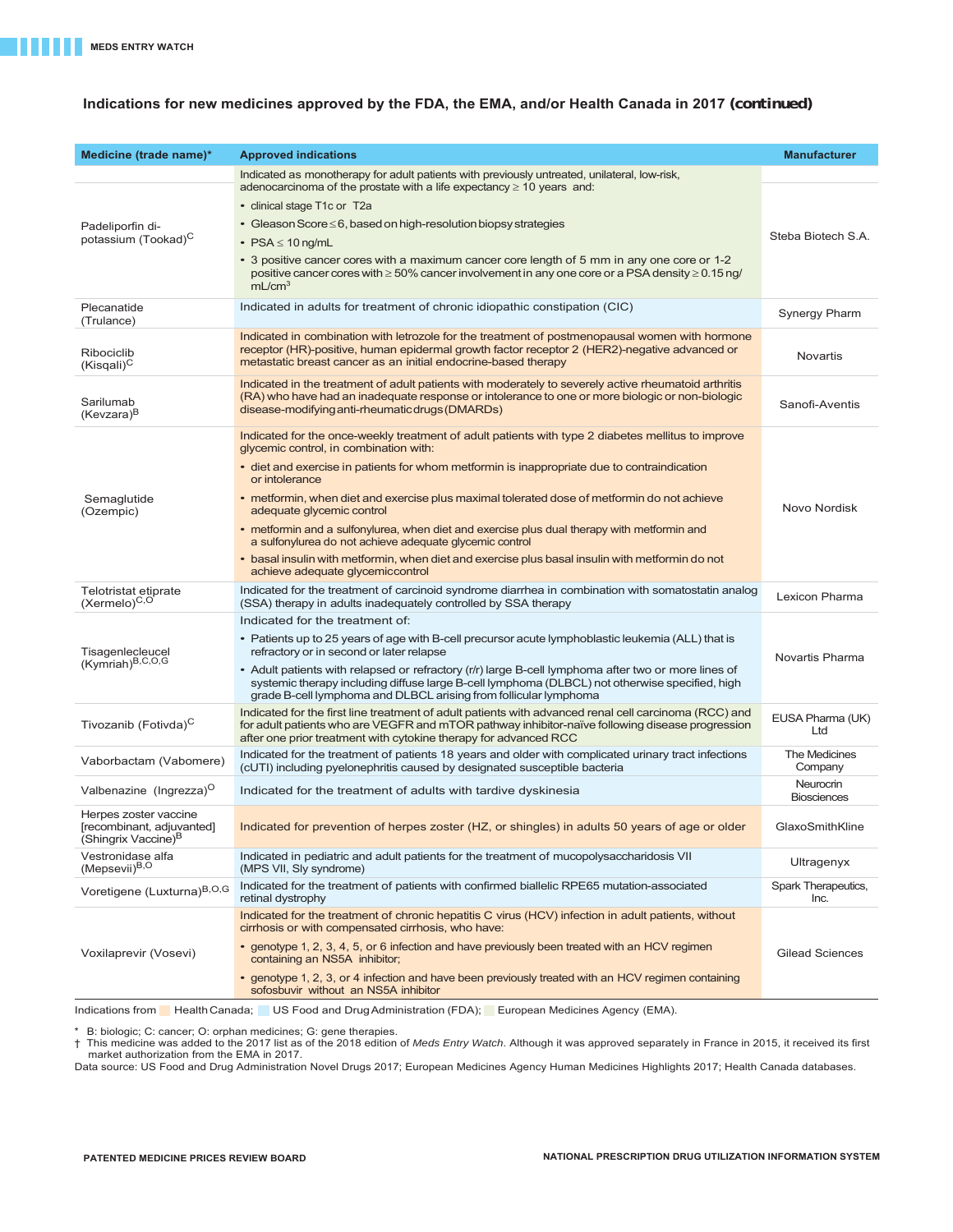## Indications for new medicines approved by the FDA, the EMA, and/or Health Canada in 2017 (continued)

| Medicine (trade name)* | Approved indications | Manufacturer |
|---|---|---|
| Padeliporfin di-potassium (Tookad)[C] | Indicated as monotherapy for adult patients with previously untreated, unilateral, low-risk, adenocarcinoma of the prostate with a life expectancy ≥ 10 years and: • clinical stage T1c or T2a • Gleason Score ≤ 6, based on high-resolution biopsy strategies • PSA ≤ 10 ng/mL • 3 positive cancer cores with a maximum cancer core length of 5 mm in any one core or 1-2 positive cancer cores with ≥ 50% cancer involvement in any one core or a PSA density ≥ 0.15 ng/mL/cm[3] | Steba Biotech S.A. |
| Plecanatide (Trulance) | Indicated in adults for treatment of chronic idiopathic constipation (CIC) | Synergy Pharm |
| Ribociclib (Kisqali)[C] | Indicated in combination with letrozole for the treatment of postmenopausal women with hormone receptor (HR)-positive, human epidermal growth factor receptor 2 (HER2)-negative advanced or metastatic breast cancer as an initial endocrine-based therapy | Novartis |
| Sarilumab (Kevzara)[B] | Indicated in the treatment of adult patients with moderately to severely active rheumatoid arthritis (RA) who have had an inadequate response or intolerance to one or more biologic or non-biologic disease-modifying anti-rheumatic drugs (DMARDs) | Sanofi-Aventis |
| Semaglutide (Ozempic) | Indicated for the once-weekly treatment of adult patients with type 2 diabetes mellitus to improve glycemic control, in combination with: • diet and exercise in patients for whom metformin is inappropriate due to contraindication or intolerance • metformin, when diet and exercise plus maximal tolerated dose of metformin do not achieve adequate glycemic control • metformin and a sulfonylurea, when diet and exercise plus dual therapy with metformin and a sulfonylurea do not achieve adequate glycemic control • basal insulin with metformin, when diet and exercise plus basal insulin with metformin do not achieve adequate glycemiccontrol | Novo Nordisk |
| Telotristat etiprate (Xermelo)[C,O] | Indicated for the treatment of carcinoid syndrome diarrhea in combination with somatostatin analog (SSA) therapy in adults inadequately controlled by SSA therapy | Lexicon Pharma |
| Tisagenlecleucel (Kymriah)[B,C,O,G] | Indicated for the treatment of: • Patients up to 25 years of age with B-cell precursor acute lymphoblastic leukemia (ALL) that is refractory or in second or later relapse • Adult patients with relapsed or refractory (r/r) large B-cell lymphoma after two or more lines of systemic therapy including diffuse large B-cell lymphoma (DLBCL) not otherwise specified, high grade B-cell lymphoma and DLBCL arising from follicular lymphoma | Novartis Pharma |
| Tivozanib (Fotivda)[C] | Indicated for the first line treatment of adult patients with advanced renal cell carcinoma (RCC) and for adult patients who are VEGFR and mTOR pathway inhibitor-naïve following disease progression after one prior treatment with cytokine therapy for advanced RCC | EUSA Pharma (UK) Ltd |
| Vaborbactam (Vabomere) | Indicated for the treatment of patients 18 years and older with complicated urinary tract infections (cUTI) including pyelonephritis caused by designated susceptible bacteria | The Medicines Company |
| Valbenazine (Ingrezza)[O] | Indicated for the treatment of adults with tardive dyskinesia | Neurocrin Biosciences |
| Herpes zoster vaccine [recombinant, adjuvanted] (Shingrix Vaccine)[B] | Indicated for prevention of herpes zoster (HZ, or shingles) in adults 50 years of age or older | GlaxoSmithKline |
| Vestronidase alfa (Mepsevii)[B,O] | Indicated in pediatric and adult patients for the treatment of mucopolysaccharidosis VII (MPS VII, Sly syndrome) | Ultragenyx |
| Voretigene (Luxturna)[B,O,G] | Indicated for the treatment of patients with confirmed biallelic RPE65 mutation-associated retinal dystrophy | Spark Therapeutics, Inc. |
| Voxilaprevir (Vosevi) | Indicated for the treatment of chronic hepatitis C virus (HCV) infection in adult patients, without cirrhosis or with compensated cirrhosis, who have: • genotype 1, 2, 3, 4, 5, or 6 infection and have previously been treated with an HCV regimen containing an NS5A inhibitor; • genotype 1, 2, 3, or 4 infection and have been previously treated with an HCV regimen containing sofosbuvir without an NS5A inhibitor | Gilead Sciences |

Indications from Health Canada; US Food and Drug Administration (FDA); European Medicines Agency (EMA).

\* B: biologic; C: cancer; O: orphan medicines; G: gene therapies.

† This medicine was added to the 2017 list as of the 2018 edition of *Meds Entry Watch*. Although it was approved separately in France in 2015, it received its first market authorization from the EMA in 2017.

Data source: US Food and Drug Administration Novel Drugs 2017; European Medicines Agency Human Medicines Highlights 2017; Health Canada databases.